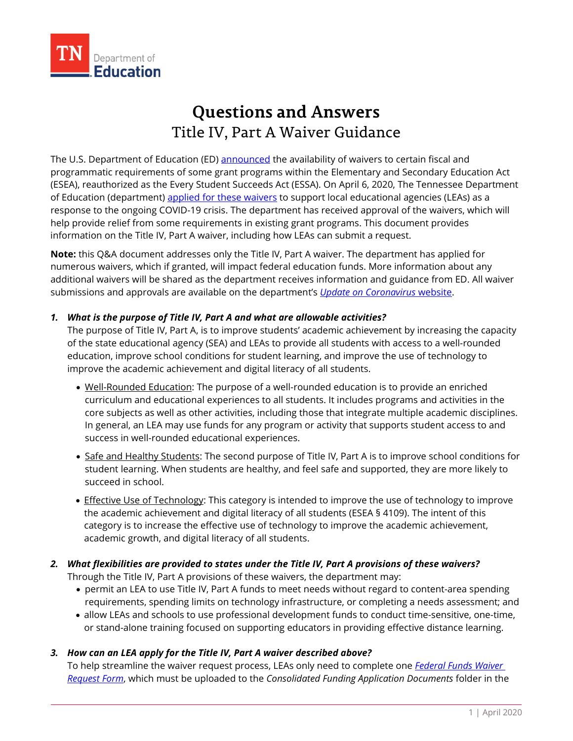TN Department of Education

# Questions and Answers

## Title IV, Part A Waiver Guidance

The U.S. Department of Education (ED) announced the availability of waivers to certain fiscal and programmatic requirements of some grant programs within the Elementary and Secondary Education Act (ESEA), reauthorized as the Every Student Succeeds Act (ESSA). On April 6, 2020, The Tennessee Department of Education (department) applied for these waivers to support local educational agencies (LEAs) as a response to the ongoing COVID-19 crisis. The department has received approval of the waivers, which will help provide relief from some requirements in existing grant programs. This document provides information on the Title IV, Part A waiver, including how LEAs can submit a request.

**Note:** this Q&A document addresses only the Title IV, Part A waiver. The department has applied for numerous waivers, which if granted, will impact federal education funds. More information about any additional waivers will be shared as the department receives information and guidance from ED. All waiver submissions and approvals are available on the department's *Update on Coronavirus* website.

1. ***What is the purpose of Title IV, Part A and what are allowable activities?***
   The purpose of Title IV, Part A, is to improve students' academic achievement by increasing the capacity of the state educational agency (SEA) and LEAs to provide all students with access to a well-rounded education, improve school conditions for student learning, and improve the use of technology to improve the academic achievement and digital literacy of all students.

   - Well-Rounded Education: The purpose of a well-rounded education is to provide an enriched curriculum and educational experiences to all students. It includes programs and activities in the core subjects as well as other activities, including those that integrate multiple academic disciplines. In general, an LEA may use funds for any program or activity that supports student access to and success in well-rounded educational experiences.
   - Safe and Healthy Students: The second purpose of Title IV, Part A is to improve school conditions for student learning. When students are healthy, and feel safe and supported, they are more likely to succeed in school.
   - Effective Use of Technology: This category is intended to improve the use of technology to improve the academic achievement and digital literacy of all students (ESEA § 4109). The intent of this category is to increase the effective use of technology to improve the academic achievement, academic growth, and digital literacy of all students.

2. ***What flexibilities are provided to states under the Title IV, Part A provisions of these waivers?***
   Through the Title IV, Part A provisions of these waivers, the department may:
   - permit an LEA to use Title IV, Part A funds to meet needs without regard to content-area spending requirements, spending limits on technology infrastructure, or completing a needs assessment; and
   - allow LEAs and schools to use professional development funds to conduct time-sensitive, one-time, or stand-alone training focused on supporting educators in providing effective distance learning.

3. ***How can an LEA apply for the Title IV, Part A waiver described above?***
   To help streamline the waiver request process, LEAs only need to complete one *Federal Funds Waiver Request Form*, which must be uploaded to the *Consolidated Funding Application Documents* folder in the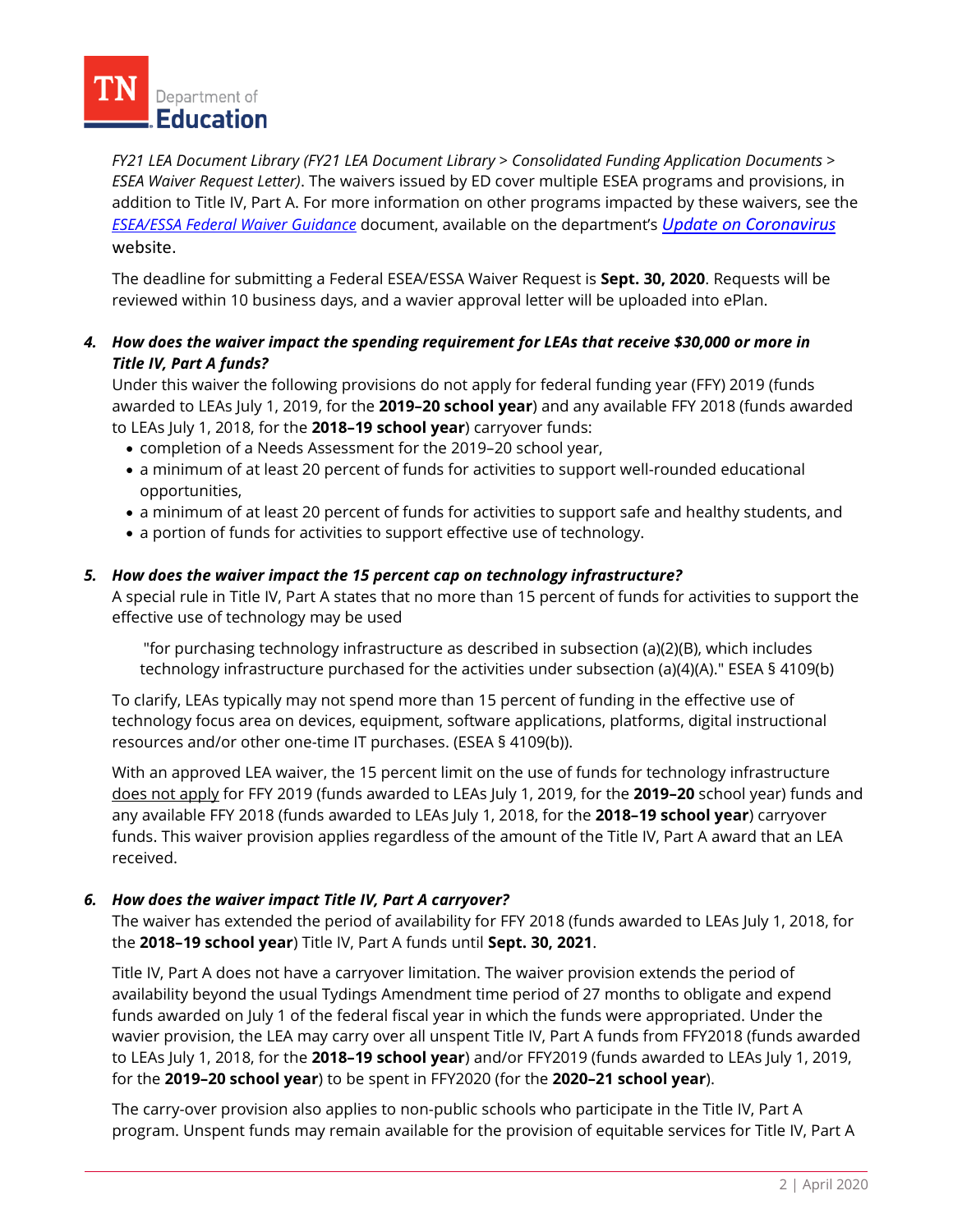*FY21 LEA Document Library (FY21 LEA Document Library > Consolidated Funding Application Documents > ESEA Waiver Request Letter)*. The waivers issued by ED cover multiple ESEA programs and provisions, in addition to Title IV, Part A. For more information on other programs impacted by these waivers, see the *ESEA/ESSA Federal Waiver Guidance* document, available on the department's *Update on Coronavirus* website.

The deadline for submitting a Federal ESEA/ESSA Waiver Request is **Sept. 30, 2020**. Requests will be reviewed within 10 business days, and a wavier approval letter will be uploaded into ePlan.

4. ***How does the waiver impact the spending requirement for LEAs that receive $30,000 or more in Title IV, Part A funds?***

   Under this waiver the following provisions do not apply for federal funding year (FFY) 2019 (funds awarded to LEAs July 1, 2019, for the **2019–20 school year**) and any available FFY 2018 (funds awarded to LEAs July 1, 2018, for the **2018–19 school year**) carryover funds:
   - completion of a Needs Assessment for the 2019–20 school year,
   - a minimum of at least 20 percent of funds for activities to support well-rounded educational opportunities,
   - a minimum of at least 20 percent of funds for activities to support safe and healthy students, and
   - a portion of funds for activities to support effective use of technology.

5. ***How does the waiver impact the 15 percent cap on technology infrastructure?***

   A special rule in Title IV, Part A states that no more than 15 percent of funds for activities to support the effective use of technology may be used

   > "for purchasing technology infrastructure as described in subsection (a)(2)(B), which includes technology infrastructure purchased for the activities under subsection (a)(4)(A)." ESEA § 4109(b)

   To clarify, LEAs typically may not spend more than 15 percent of funding in the effective use of technology focus area on devices, equipment, software applications, platforms, digital instructional resources and/or other one-time IT purchases. (ESEA § 4109(b)).

   With an approved LEA waiver, the 15 percent limit on the use of funds for technology infrastructure does not apply for FFY 2019 (funds awarded to LEAs July 1, 2019, for the **2019–20** school year) funds and any available FFY 2018 (funds awarded to LEAs July 1, 2018, for the **2018–19 school year**) carryover funds. This waiver provision applies regardless of the amount of the Title IV, Part A award that an LEA received.

6. ***How does the waiver impact Title IV, Part A carryover?***

   The waiver has extended the period of availability for FFY 2018 (funds awarded to LEAs July 1, 2018, for the **2018–19 school year**) Title IV, Part A funds until **Sept. 30, 2021**.

   Title IV, Part A does not have a carryover limitation. The waiver provision extends the period of availability beyond the usual Tydings Amendment time period of 27 months to obligate and expend funds awarded on July 1 of the federal fiscal year in which the funds were appropriated. Under the wavier provision, the LEA may carry over all unspent Title IV, Part A funds from FFY2018 (funds awarded to LEAs July 1, 2018, for the **2018–19 school year**) and/or FFY2019 (funds awarded to LEAs July 1, 2019, for the **2019–20 school year**) to be spent in FFY2020 (for the **2020–21 school year**).

   The carry-over provision also applies to non-public schools who participate in the Title IV, Part A program. Unspent funds may remain available for the provision of equitable services for Title IV, Part A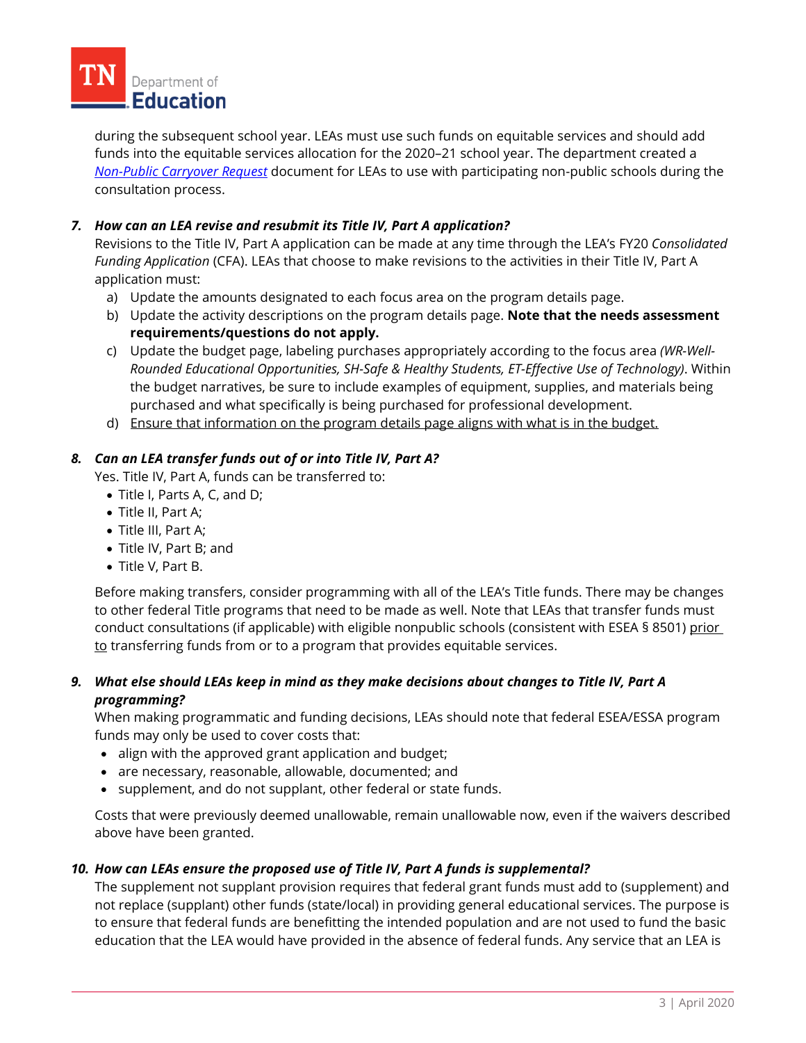during the subsequent school year. LEAs must use such funds on equitable services and should add funds into the equitable services allocation for the 2020–21 school year. The department created a *Non-Public Carryover Request* document for LEAs to use with participating non-public schools during the consultation process.

***7. How can an LEA revise and resubmit its Title IV, Part A application?***

Revisions to the Title IV, Part A application can be made at any time through the LEA's FY20 *Consolidated Funding Application* (CFA). LEAs that choose to make revisions to the activities in their Title IV, Part A application must:

a) Update the amounts designated to each focus area on the program details page.
b) Update the activity descriptions on the program details page. **Note that the needs assessment requirements/questions do not apply.**
c) Update the budget page, labeling purchases appropriately according to the focus area *(WR-Well-Rounded Educational Opportunities, SH-Safe & Healthy Students, ET-Effective Use of Technology)*. Within the budget narratives, be sure to include examples of equipment, supplies, and materials being purchased and what specifically is being purchased for professional development.
d) Ensure that information on the program details page aligns with what is in the budget.

***8. Can an LEA transfer funds out of or into Title IV, Part A?***

Yes. Title IV, Part A, funds can be transferred to:

- Title I, Parts A, C, and D;
- Title II, Part A;
- Title III, Part A;
- Title IV, Part B; and
- Title V, Part B.

Before making transfers, consider programming with all of the LEA's Title funds. There may be changes to other federal Title programs that need to be made as well. Note that LEAs that transfer funds must conduct consultations (if applicable) with eligible nonpublic schools (consistent with ESEA § 8501) prior to transferring funds from or to a program that provides equitable services.

***9. What else should LEAs keep in mind as they make decisions about changes to Title IV, Part A programming?***

When making programmatic and funding decisions, LEAs should note that federal ESEA/ESSA program funds may only be used to cover costs that:

- align with the approved grant application and budget;
- are necessary, reasonable, allowable, documented; and
- supplement, and do not supplant, other federal or state funds.

Costs that were previously deemed unallowable, remain unallowable now, even if the waivers described above have been granted.

***10. How can LEAs ensure the proposed use of Title IV, Part A funds is supplemental?***

The supplement not supplant provision requires that federal grant funds must add to (supplement) and not replace (supplant) other funds (state/local) in providing general educational services. The purpose is to ensure that federal funds are benefitting the intended population and are not used to fund the basic education that the LEA would have provided in the absence of federal funds. Any service that an LEA is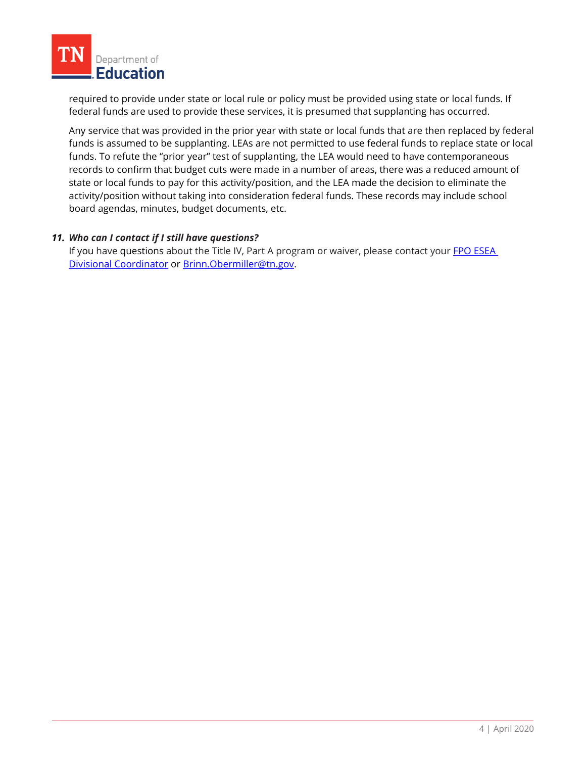required to provide under state or local rule or policy must be provided using state or local funds. If federal funds are used to provide these services, it is presumed that supplanting has occurred.

Any service that was provided in the prior year with state or local funds that are then replaced by federal funds is assumed to be supplanting. LEAs are not permitted to use federal funds to replace state or local funds. To refute the "prior year" test of supplanting, the LEA would need to have contemporaneous records to confirm that budget cuts were made in a number of areas, there was a reduced amount of state or local funds to pay for this activity/position, and the LEA made the decision to eliminate the activity/position without taking into consideration federal funds. These records may include school board agendas, minutes, budget documents, etc.

11. ***Who can I contact if I still have questions?***

If you have questions about the Title IV, Part A program or waiver, please contact your [FPO ESEA Divisional Coordinator]() or [Brinn.Obermiller@tn.gov](mailto:Brinn.Obermiller@tn.gov).